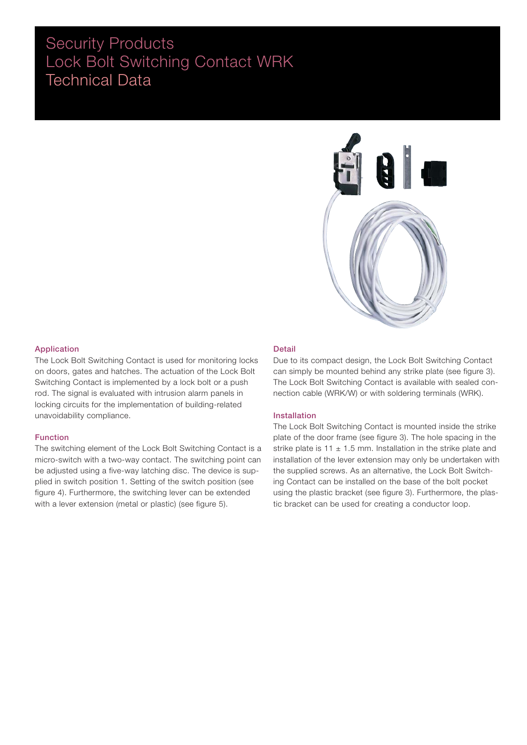# Security Products
# Lock Bolt Switching Contact WRK
# Technical Data

### Application

The Lock Bolt Switching Contact is used for monitoring locks on doors, gates and hatches. The actuation of the Lock Bolt Switching Contact is implemented by a lock bolt or a push rod. The signal is evaluated with intrusion alarm panels in locking circuits for the implementation of building-related unavoidability compliance.

### Function

The switching element of the Lock Bolt Switching Contact is a micro-switch with a two-way contact. The switching point can be adjusted using a five-way latching disc. The device is supplied in switch position 1. Setting of the switch position (see figure 4). Furthermore, the switching lever can be extended with a lever extension (metal or plastic) (see figure 5).

### Detail

Due to its compact design, the Lock Bolt Switching Contact can simply be mounted behind any strike plate (see figure 3). The Lock Bolt Switching Contact is available with sealed connection cable (WRK/W) or with soldering terminals (WRK).

### Installation

The Lock Bolt Switching Contact is mounted inside the strike plate of the door frame (see figure 3). The hole spacing in the strike plate is 11 ± 1.5 mm. Installation in the strike plate and installation of the lever extension may only be undertaken with the supplied screws. As an alternative, the Lock Bolt Switching Contact can be installed on the base of the bolt pocket using the plastic bracket (see figure 3). Furthermore, the plastic bracket can be used for creating a conductor loop.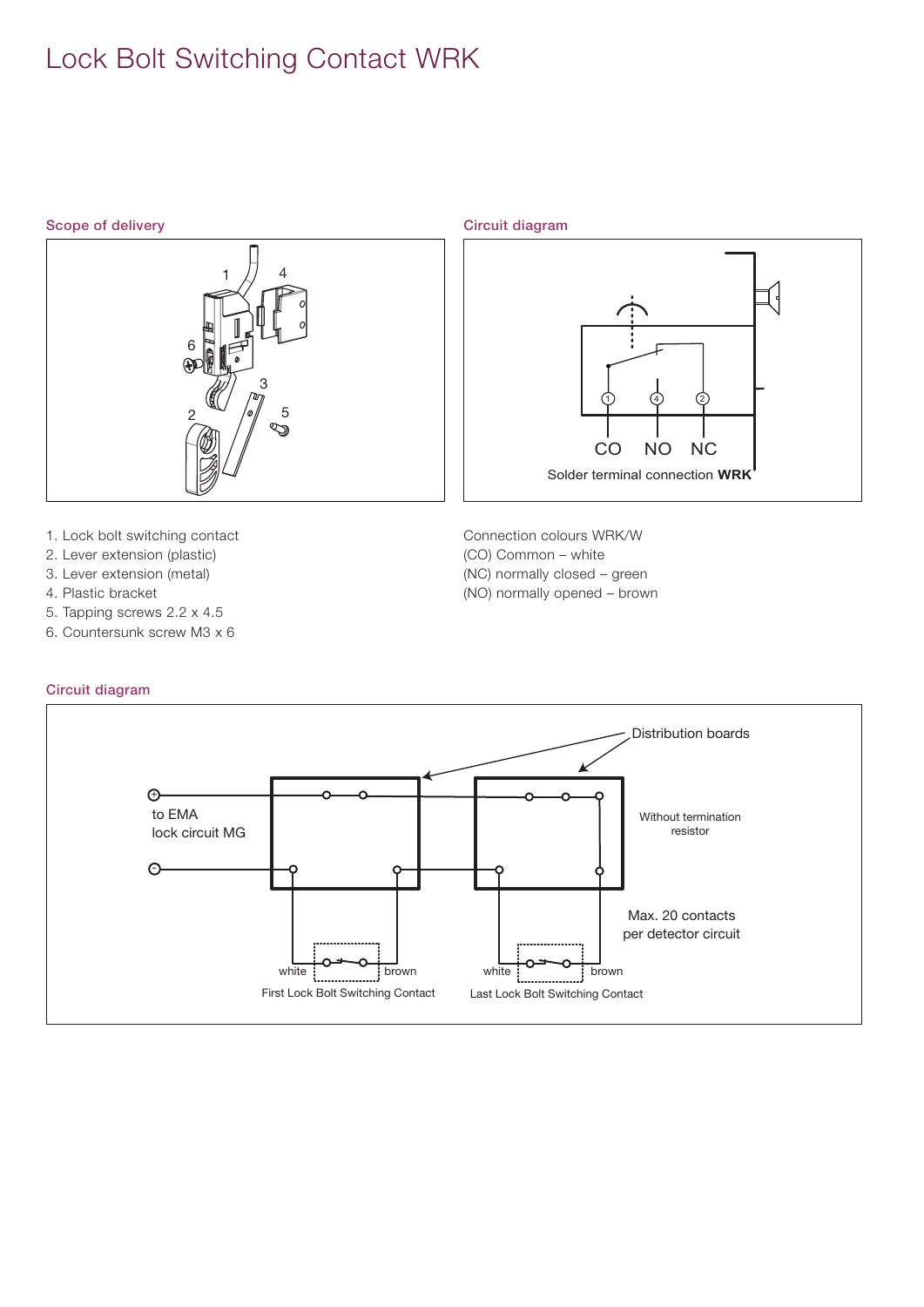# Lock Bolt Switching Contact WRK

## Scope of delivery

1. Lock bolt switching contact
2. Lever extension (plastic)
3. Lever extension (metal)
4. Plastic bracket
5. Tapping screws 2.2 x 4.5
6. Countersunk screw M3 x 6

## Circuit diagram

CO NO NC

Solder terminal connection **WRK**

Connection colours WRK/W
(CO) Common – white
(NC) normally closed – green
(NO) normally opened – brown

## Circuit diagram

Distribution boards

to EMA lock circuit MG

Without termination resistor

Max. 20 contacts per detector circuit

white brown
First Lock Bolt Switching Contact

white brown
Last Lock Bolt Switching Contact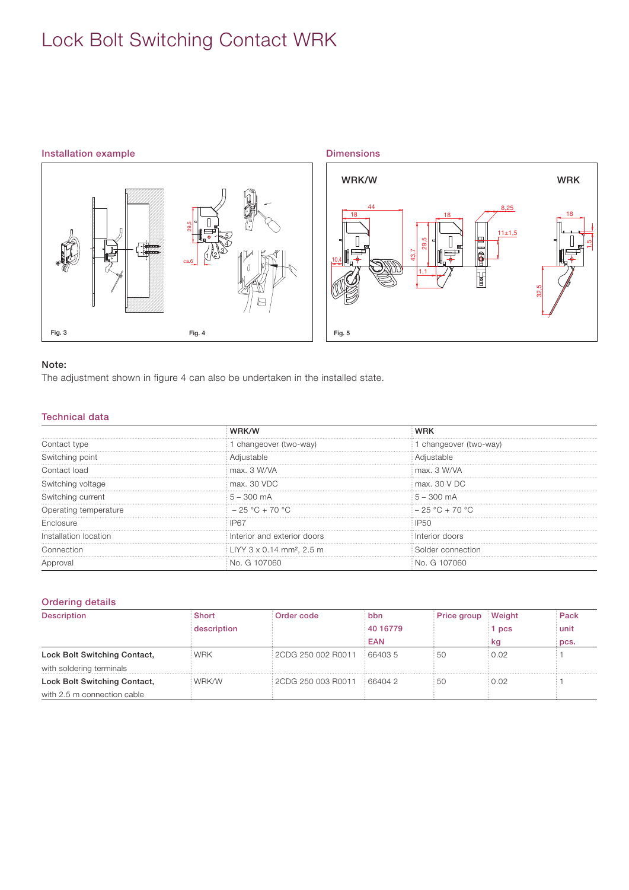# Lock Bolt Switching Contact WRK

## Installation example

Fig. 3

Fig. 4

## Dimensions

WRK/W

WRK

Fig. 5

**Note:**
The adjustment shown in figure 4 can also be undertaken in the installed state.

## Technical data

| | WRK/W | WRK |
|---|---|---|
| Contact type | 1 changeover (two-way) | 1 changeover (two-way) |
| Switching point | Adjustable | Adjustable |
| Contact load | max. 3 W/VA | max. 3 W/VA |
| Switching voltage | max. 30 VDC | max. 30 V DC |
| Switching current | 5 – 300 mA | 5 – 300 mA |
| Operating temperature | – 25 °C + 70 °C | – 25 °C + 70 °C |
| Enclosure | IP67 | IP50 |
| Installation location | Interior and exterior doors | Interior doors |
| Connection | LIYY 3 x 0.14 mm², 2.5 m | Solder connection |
| Approval | No. G 107060 | No. G 107060 |

## Ordering details

| Description | Short description | Order code | bbn 40 16779 EAN | Price group | Weight 1 pcs kg | Pack unit pcs. |
|---|---|---|---|---|---|---|
| **Lock Bolt Switching Contact,** with soldering terminals | WRK | 2CDG 250 002 R0011 | 66403 5 | 50 | 0.02 | 1 |
| **Lock Bolt Switching Contact,** with 2.5 m connection cable | WRK/W | 2CDG 250 003 R0011 | 66404 2 | 50 | 0.02 | 1 |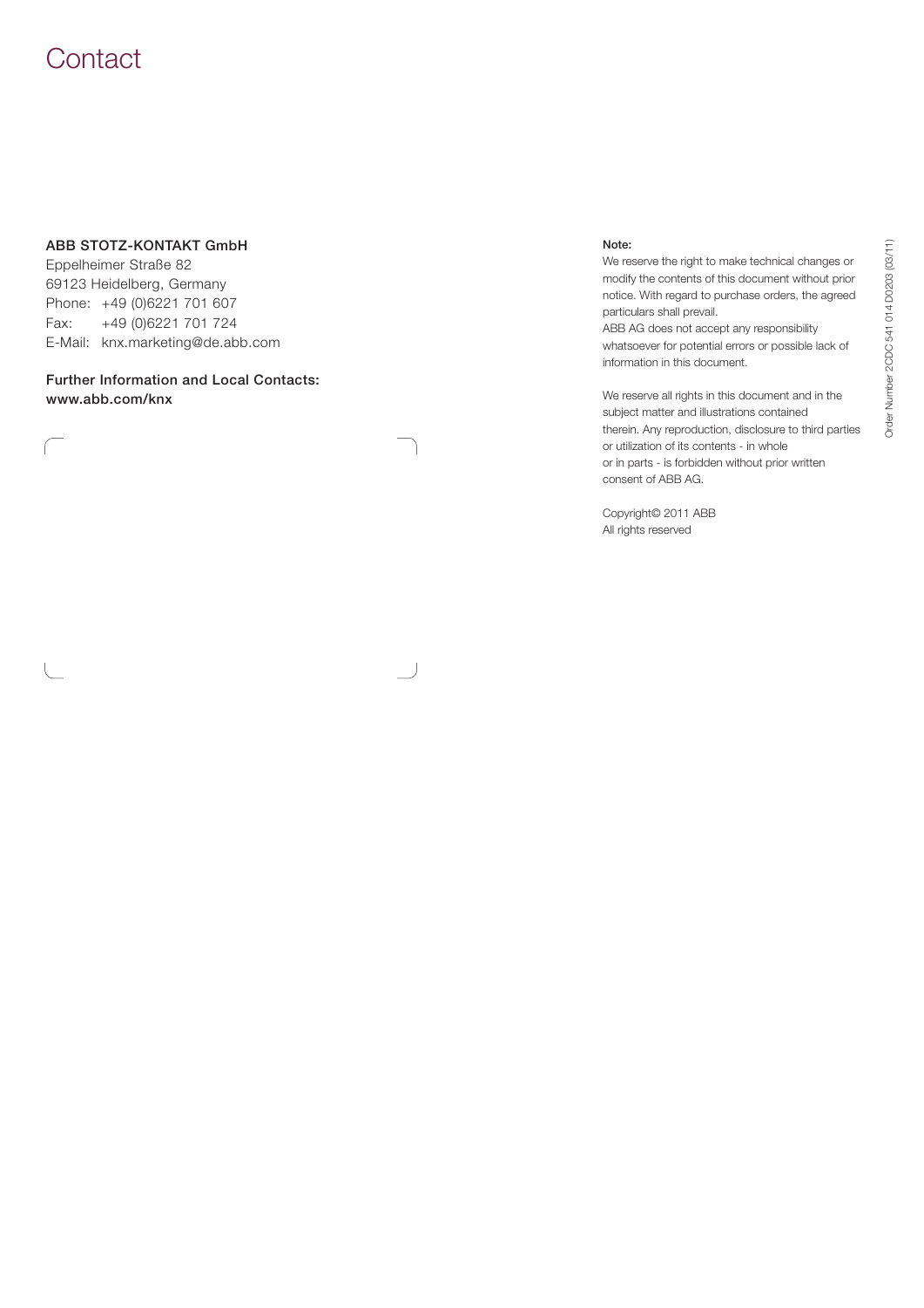# Contact

**ABB STOTZ-KONTAKT GmbH**
Eppelheimer Straße 82
69123 Heidelberg, Germany
Phone: +49 (0)6221 701 607
Fax: +49 (0)6221 701 724
E-Mail: knx.marketing@de.abb.com

**Further Information and Local Contacts:**
**www.abb.com/knx**

**Note:**
We reserve the right to make technical changes or modify the contents of this document without prior notice. With regard to purchase orders, the agreed particulars shall prevail.
ABB AG does not accept any responsibility whatsoever for potential errors or possible lack of information in this document.

We reserve all rights in this document and in the subject matter and illustrations contained therein. Any reproduction, disclosure to third parties or utilization of its contents - in whole or in parts - is forbidden without prior written consent of ABB AG.

Copyright© 2011 ABB
All rights reserved

Order Number 2CDC 541 014 D0203 (03/11)